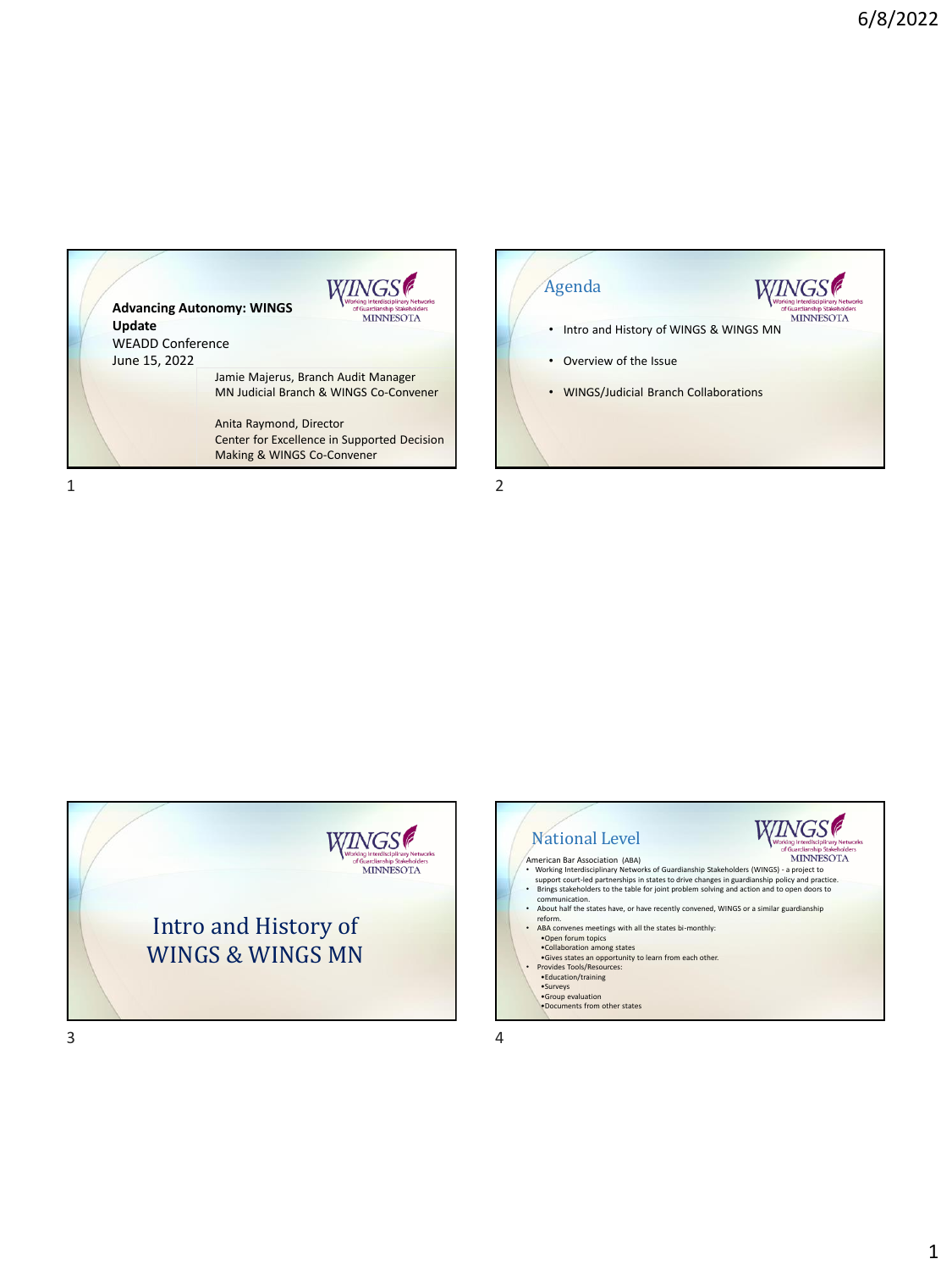**Advancing Autonomy: WINGS Update**
WEADD Conference
June 15, 2022

Jamie Majerus, Branch Audit Manager
MN Judicial Branch & WINGS Co-Convener

Anita Raymond, Director
Center for Excellence in Supported Decision Making & WINGS Co-Convener

## Agenda

- Intro and History of WINGS & WINGS MN
- Overview of the Issue
- WINGS/Judicial Branch Collaborations

# Intro and History of WINGS & WINGS MN

## National Level

American Bar Association (ABA)

- Working Interdisciplinary Networks of Guardianship Stakeholders (WINGS) - a project to support court-led partnerships in states to drive changes in guardianship policy and practice.
- Brings stakeholders to the table for joint problem solving and action and to open doors to communication.
- About half the states have, or have recently convened, WINGS or a similar guardianship reform.
- ABA convenes meetings with all the states bi-monthly:
  - Open forum topics
  - Collaboration among states
  - Gives states an opportunity to learn from each other.
- Provides Tools/Resources:
  - Education/training
  - Surveys
  - Group evaluation
  - Documents from other states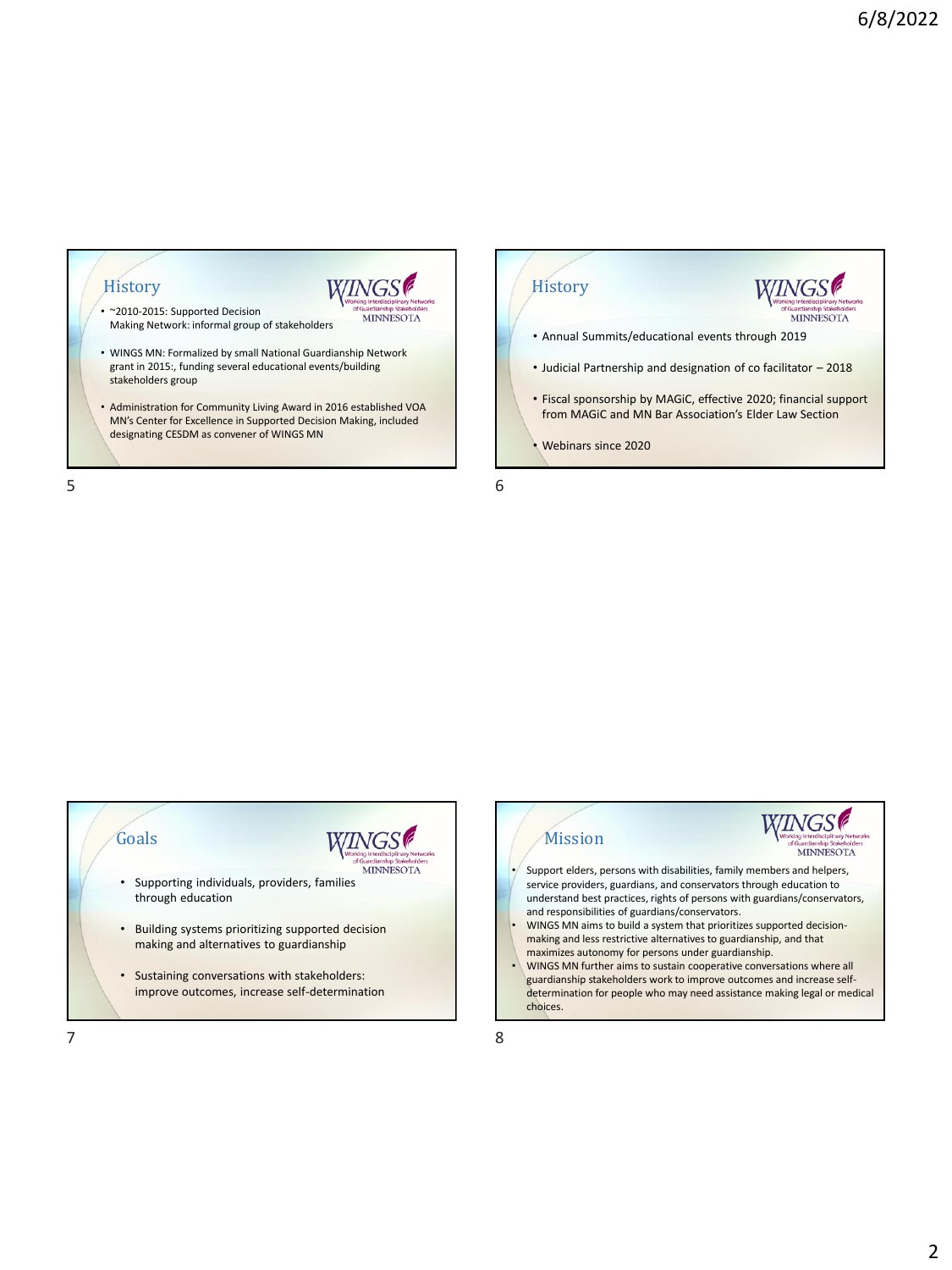## History

- ~2010-2015: Supported Decision Making Network: informal group of stakeholders
- WINGS MN: Formalized by small National Guardianship Network grant in 2015:, funding several educational events/building stakeholders group
- Administration for Community Living Award in 2016 established VOA MN's Center for Excellence in Supported Decision Making, included designating CESDM as convener of WINGS MN

## History

- Annual Summits/educational events through 2019
- Judicial Partnership and designation of co facilitator – 2018
- Fiscal sponsorship by MAGiC, effective 2020; financial support from MAGiC and MN Bar Association's Elder Law Section
- Webinars since 2020

## Goals

- Supporting individuals, providers, families through education
- Building systems prioritizing supported decision making and alternatives to guardianship
- Sustaining conversations with stakeholders: improve outcomes, increase self-determination

## Mission

- Support elders, persons with disabilities, family members and helpers, service providers, guardians, and conservators through education to understand best practices, rights of persons with guardians/conservators, and responsibilities of guardians/conservators.
- WINGS MN aims to build a system that prioritizes supported decision-making and less restrictive alternatives to guardianship, and that maximizes autonomy for persons under guardianship.
- WINGS MN further aims to sustain cooperative conversations where all guardianship stakeholders work to improve outcomes and increase self-determination for people who may need assistance making legal or medical choices.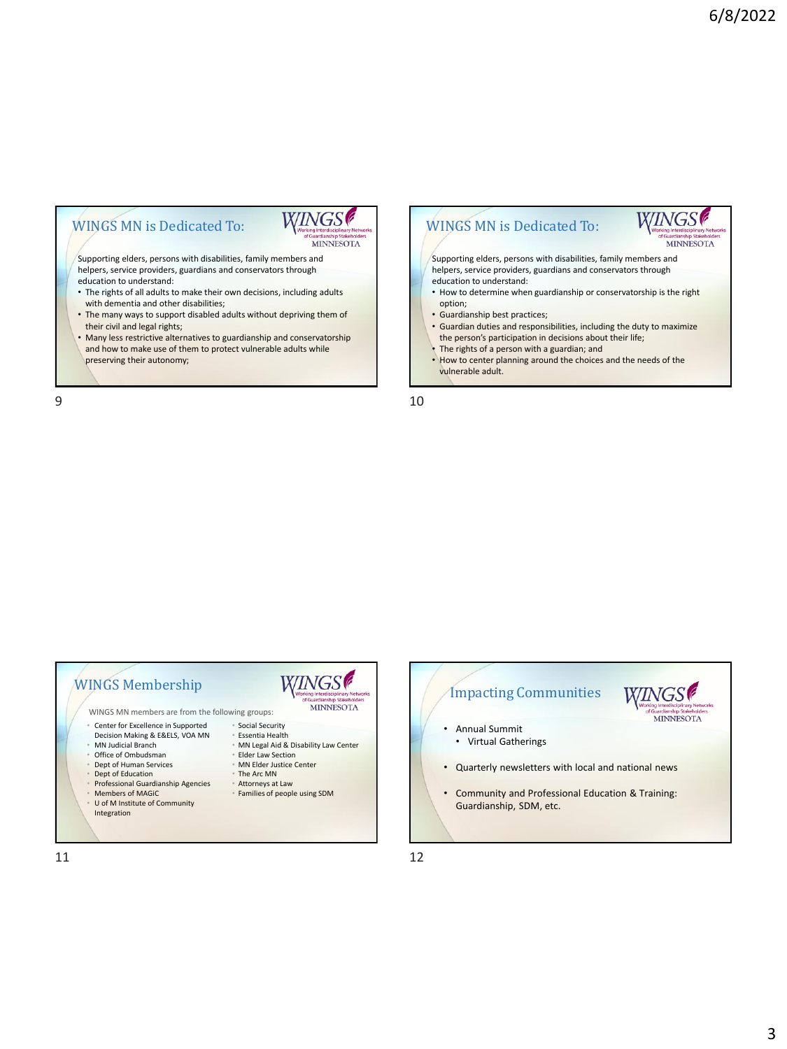## WINGS MN is Dedicated To:

Supporting elders, persons with disabilities, family members and helpers, service providers, guardians and conservators through education to understand:

- The rights of all adults to make their own decisions, including adults with dementia and other disabilities;
- The many ways to support disabled adults without depriving them of their civil and legal rights;
- Many less restrictive alternatives to guardianship and conservatorship and how to make use of them to protect vulnerable adults while preserving their autonomy;

## WINGS MN is Dedicated To:

Supporting elders, persons with disabilities, family members and helpers, service providers, guardians and conservators through education to understand:

- How to determine when guardianship or conservatorship is the right option;
- Guardianship best practices;
- Guardian duties and responsibilities, including the duty to maximize the person's participation in decisions about their life;
- The rights of a person with a guardian; and
- How to center planning around the choices and the needs of the vulnerable adult.

## WINGS Membership

WINGS MN members are from the following groups:

- Center for Excellence in Supported Decision Making & E&ELS, VOA MN
- MN Judicial Branch
- Office of Ombudsman
- Dept of Human Services
- Dept of Education
- Professional Guardianship Agencies
- Members of MAGiC
- U of M Institute of Community Integration
- Social Security
- Essentia Health
- MN Legal Aid & Disability Law Center
- Elder Law Section
- MN Elder Justice Center
- The Arc MN
- Attorneys at Law
- Families of people using SDM

## Impacting Communities

- Annual Summit
  - Virtual Gatherings
- Quarterly newsletters with local and national news
- Community and Professional Education & Training: Guardianship, SDM, etc.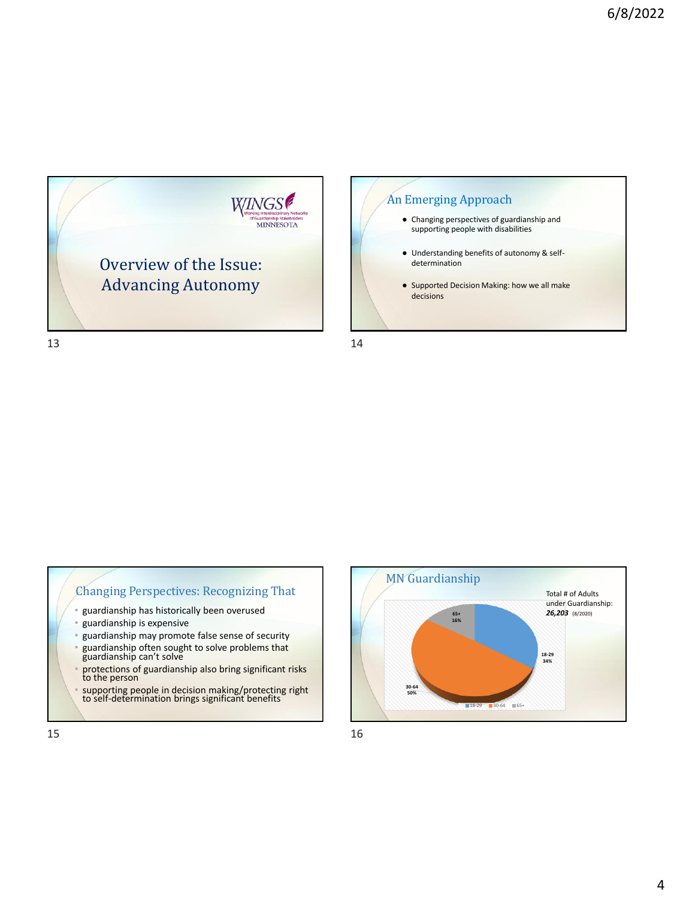## Overview of the Issue: Advancing Autonomy

WINGS Working Interdisciplinary Networks of Guardianship Stakeholders MINNESOTA

## An Emerging Approach

- Changing perspectives of guardianship and supporting people with disabilities
- Understanding benefits of autonomy & self-determination
- Supported Decision Making: how we all make decisions

## Changing Perspectives: Recognizing That

- guardianship has historically been overused
- guardianship is expensive
- guardianship may promote false sense of security
- guardianship often sought to solve problems that guardianship can't solve
- protections of guardianship also bring significant risks to the person
- supporting people in decision making/protecting right to self-determination brings significant benefits

## MN Guardianship

Total # of Adults under Guardianship: ***26,203*** (8/2020)

| Age | Percentage |
|---|---|
| 18-29 | 34% |
| 30-64 | 50% |
| 65+ | 16% |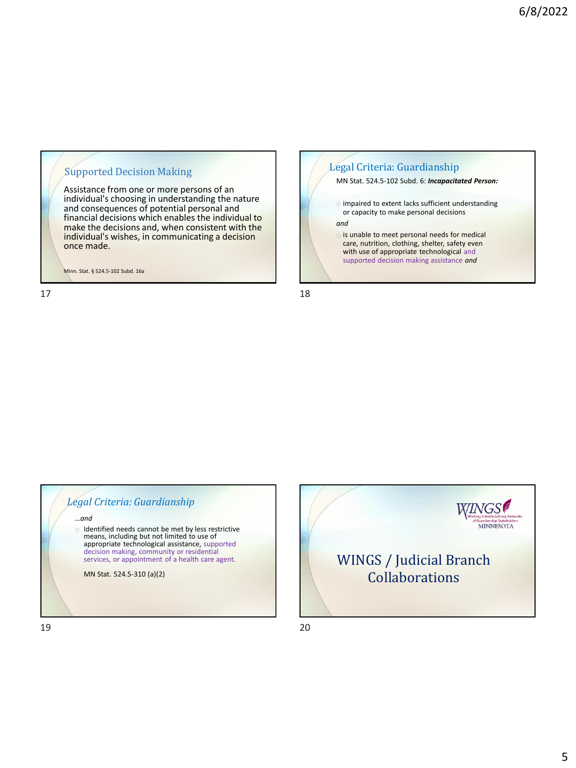## Supported Decision Making

Assistance from one or more persons of an individual's choosing in understanding the nature and consequences of potential personal and financial decisions which enables the individual to make the decisions and, when consistent with the individual's wishes, in communicating a decision once made.

Minn. Stat. § 524.5-102 Subd. 16a

## Legal Criteria: Guardianship

MN Stat. 524.5-102 Subd. 6: ***Incapacitated Person:***

- impaired to extent lacks sufficient understanding or capacity to make personal decisions

*and*

- is unable to meet personal needs for medical care, nutrition, clothing, shelter, safety even with use of appropriate technological and supported decision making assistance *and*

## *Legal Criteria: Guardianship*

*…and*

- Identified needs cannot be met by less restrictive means, including but not limited to use of appropriate technological assistance, supported decision making, community or residential services, or appointment of a health care agent.

MN Stat. 524.5-310 (a)(2)

WINGS Working Interdisciplinary Networks of Guardianship Stakeholders MINNESOTA

## WINGS / Judicial Branch Collaborations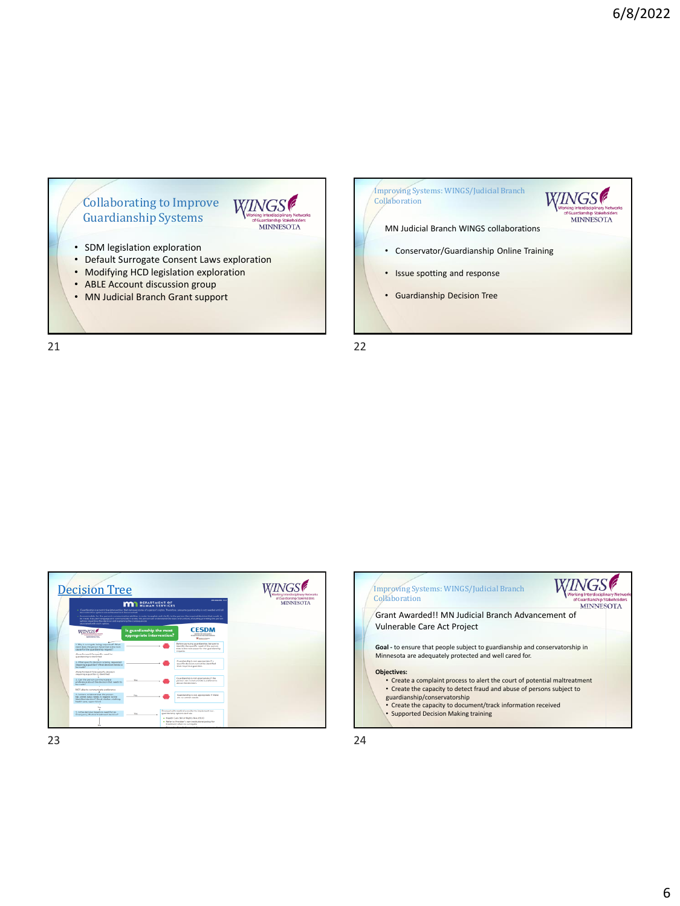## Collaborating to Improve Guardianship Systems

- SDM legislation exploration
- Default Surrogate Consent Laws exploration
- Modifying HCD legislation exploration
- ABLE Account discussion group
- MN Judicial Branch Grant support

## Improving Systems: WINGS/Judicial Branch Collaboration

MN Judicial Branch WINGS collaborations

- Conservator/Guardianship Online Training
- Issue spotting and response
- Guardianship Decision Tree

## Decision Tree

## Improving Systems: WINGS/Judicial Branch Collaboration

Grant Awarded!! MN Judicial Branch Advancement of Vulnerable Care Act Project

**Goal -** to ensure that people subject to guardianship and conservatorship in Minnesota are adequately protected and well cared for.

**Objectives:**

- Create a complaint process to alert the court of potential maltreatment
- Create the capacity to detect fraud and abuse of persons subject to guardianship/conservatorship
- Create the capacity to document/track information received
- Supported Decision Making training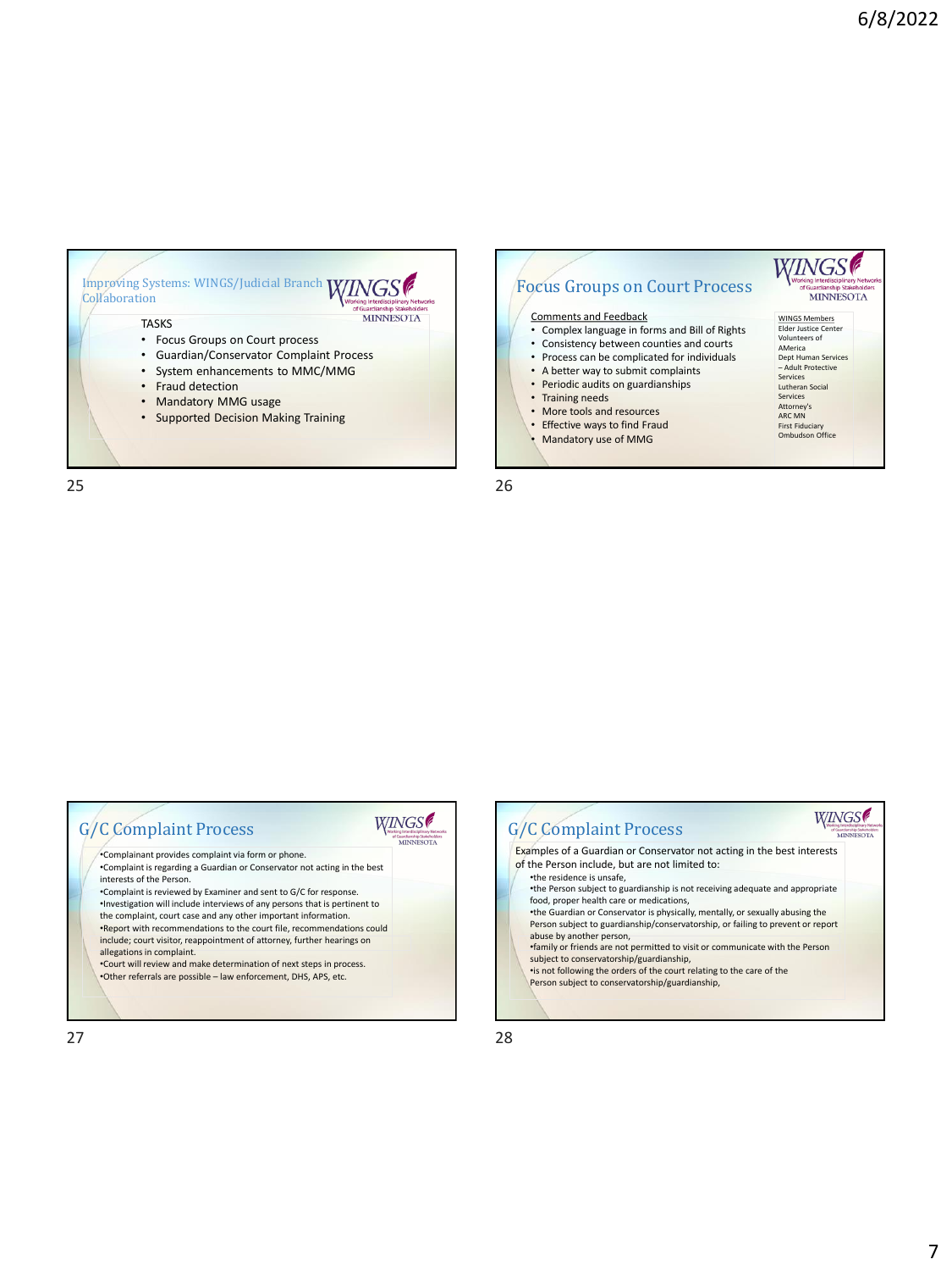## Improving Systems: WINGS/Judicial Branch Collaboration

WINGS – Working Interdisciplinary Networks of Guardianship Stakeholders – MINNESOTA

TASKS

- Focus Groups on Court process
- Guardian/Conservator Complaint Process
- System enhancements to MMC/MMG
- Fraud detection
- Mandatory MMG usage
- Supported Decision Making Training

## Focus Groups on Court Process

WINGS – Working Interdisciplinary Networks of Guardianship Stakeholders – MINNESOTA

Comments and Feedback

- Complex language in forms and Bill of Rights
- Consistency between counties and courts
- Process can be complicated for individuals
- A better way to submit complaints
- Periodic audits on guardianships
- Training needs
- More tools and resources
- Effective ways to find Fraud
- Mandatory use of MMG

WINGS Members

Elder Justice Center
Volunteers of AMerica
Dept Human Services – Adult Protective Services
Lutheran Social Services
Attorney's
ARC MN
First Fiduciary
Ombudson Office

## G/C Complaint Process

WINGS – Working Interdisciplinary Networks of Guardianship Stakeholders – MINNESOTA

- Complainant provides complaint via form or phone.
- Complaint is regarding a Guardian or Conservator not acting in the best interests of the Person.
- Complaint is reviewed by Examiner and sent to G/C for response.
- Investigation will include interviews of any persons that is pertinent to the complaint, court case and any other important information.
- Report with recommendations to the court file, recommendations could include; court visitor, reappointment of attorney, further hearings on allegations in complaint.
- Court will review and make determination of next steps in process.
- Other referrals are possible – law enforcement, DHS, APS, etc.

## G/C Complaint Process

WINGS – Working Interdisciplinary Networks of Guardianship Stakeholders – MINNESOTA

Examples of a Guardian or Conservator not acting in the best interests of the Person include, but are not limited to:

- the residence is unsafe,
- the Person subject to guardianship is not receiving adequate and appropriate food, proper health care or medications,
- the Guardian or Conservator is physically, mentally, or sexually abusing the Person subject to guardianship/conservatorship, or failing to prevent or report abuse by another person,
- family or friends are not permitted to visit or communicate with the Person subject to conservatorship/guardianship,
- is not following the orders of the court relating to the care of the Person subject to conservatorship/guardianship,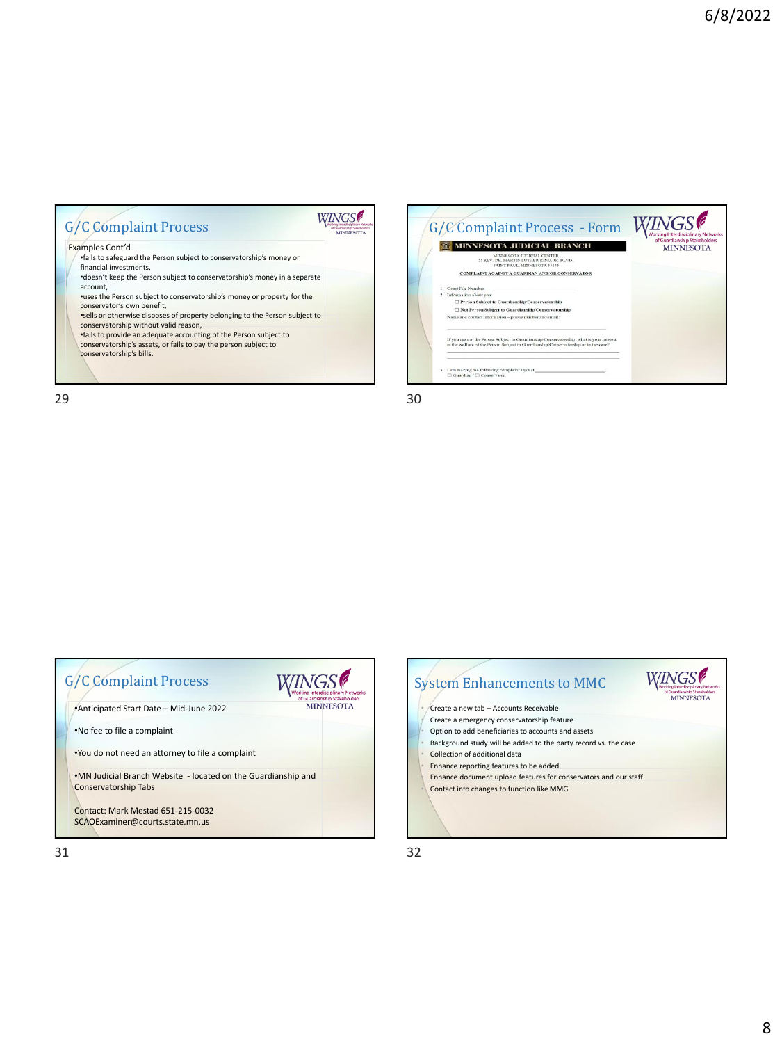## G/C Complaint Process

Examples Cont'd

- fails to safeguard the Person subject to conservatorship's money or financial investments,
- doesn't keep the Person subject to conservatorship's money in a separate account,
- uses the Person subject to conservatorship's money or property for the conservator's own benefit,
- sells or otherwise disposes of property belonging to the Person subject to conservatorship without valid reason,
- fails to provide an adequate accounting of the Person subject to conservatorship's assets, or fails to pay the person subject to conservatorship's bills.

## G/C Complaint Process - Form

MINNESOTA JUDICIAL BRANCH

MINNESOTA JUDICIAL CENTER
25 REV. DR. MARTIN LUTHER KING, JR. BLVD.
SAINT PAUL, MINNESOTA 55155

COMPLAINT AGAINST A GUARDIAN AND/OR CONSERVATOR

1. Court File Number ____________________
2. Information about you:
   - ☐ Person Subject to Guardianship/Conservatorship
   - ☐ Not Person Subject to Guardianship/Conservatorship

   Name and contact information – phone number and email:

   If you are not the Person Subject to Guardianship/Conservatorship, what is your interest in the welfare of the Person Subject to Guardianship/Conservatorship or to the case?
3. I am making the following complaint against ____________________.
   ☐ Guardian / ☐ Conservator

## G/C Complaint Process

- Anticipated Start Date – Mid-June 2022
- No fee to file a complaint
- You do not need an attorney to file a complaint
- MN Judicial Branch Website - located on the Guardianship and Conservatorship Tabs

Contact: Mark Mestad 651-215-0032
SCAOExaminer@courts.state.mn.us

## System Enhancements to MMC

- Create a new tab – Accounts Receivable
- Create a emergency conservatorship feature
- Option to add beneficiaries to accounts and assets
- Background study will be added to the party record vs. the case
- Collection of additional data
- Enhance reporting features to be added
- Enhance document upload features for conservators and our staff
- Contact info changes to function like MMG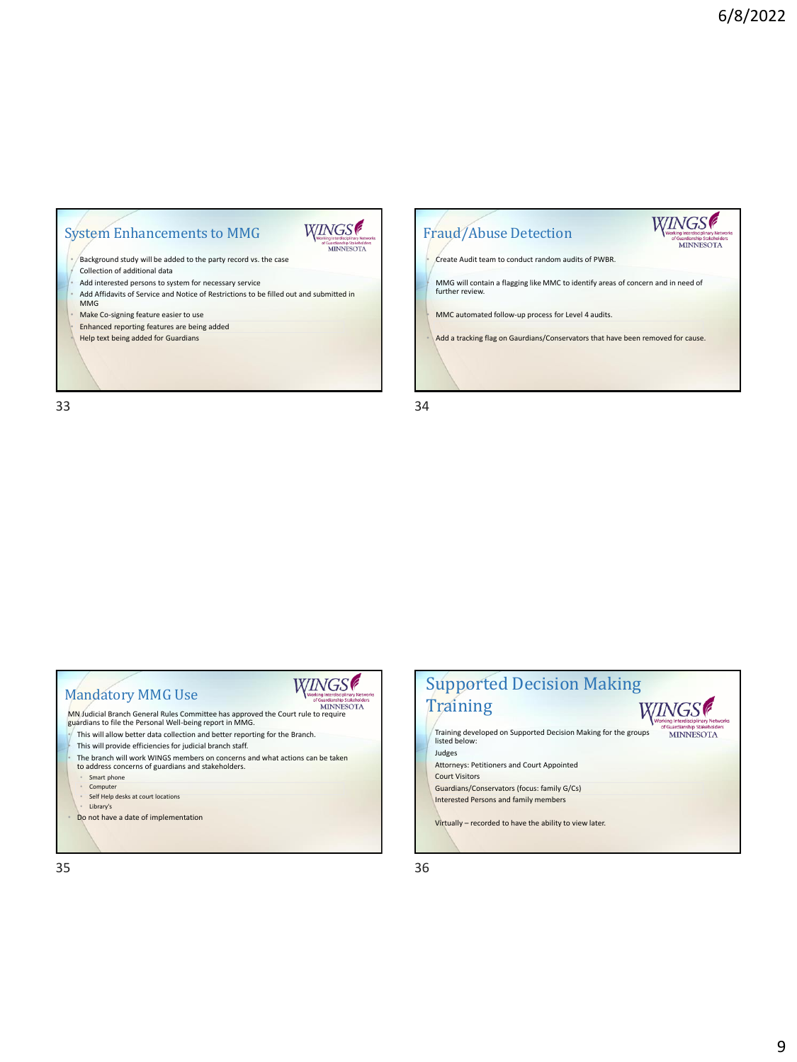## System Enhancements to MMG

- Background study will be added to the party record vs. the case
- Collection of additional data
- Add interested persons to system for necessary service
- Add Affidavits of Service and Notice of Restrictions to be filled out and submitted in MMG
- Make Co-signing feature easier to use
- Enhanced reporting features are being added
- Help text being added for Guardians

## Fraud/Abuse Detection

- Create Audit team to conduct random audits of PWBR.
- MMG will contain a flagging like MMC to identify areas of concern and in need of further review.
- MMC automated follow-up process for Level 4 audits.
- Add a tracking flag on Gaurdians/Conservators that have been removed for cause.

## Mandatory MMG Use

MN Judicial Branch General Rules Committee has approved the Court rule to require guardians to file the Personal Well-being report in MMG.

- This will allow better data collection and better reporting for the Branch.
- This will provide efficiencies for judicial branch staff.
- The branch will work WINGS members on concerns and what actions can be taken to address concerns of guardians and stakeholders.
  - Smart phone
  - Computer
  - Self Help desks at court locations
  - Library's
- Do not have a date of implementation

## Supported Decision Making Training

Training developed on Supported Decision Making for the groups listed below:

- Judges
- Attorneys: Petitioners and Court Appointed
- Court Visitors
- Guardians/Conservators (focus: family G/Cs)
- Interested Persons and family members

Virtually – recorded to have the ability to view later.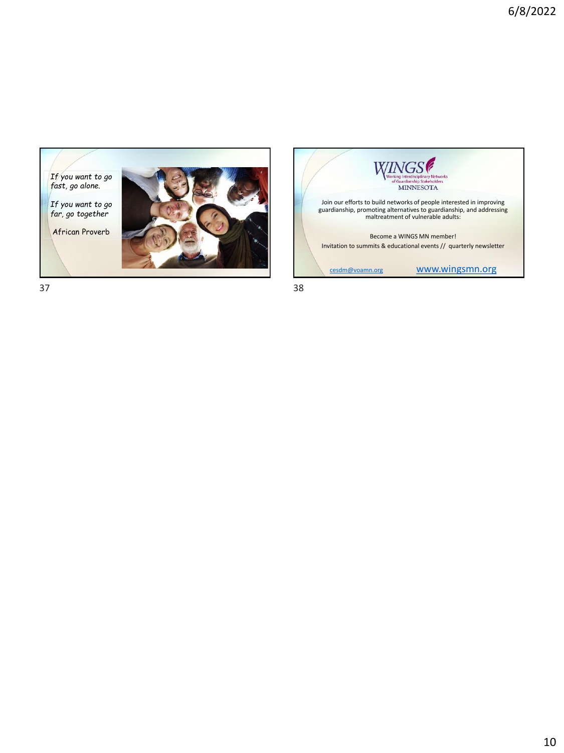*If you want to go fast, go alone.*

*If you want to go far, go together*

African Proverb

WINGS

Working Interdisciplinary Networks of Guardianship Stakeholders

MINNESOTA

Join our efforts to build networks of people interested in improving guardianship, promoting alternatives to guardianship, and addressing maltreatment of vulnerable adults:

Become a WINGS MN member!

Invitation to summits & educational events // quarterly newsletter

cesdm@voamn.org

www.wingsmn.org